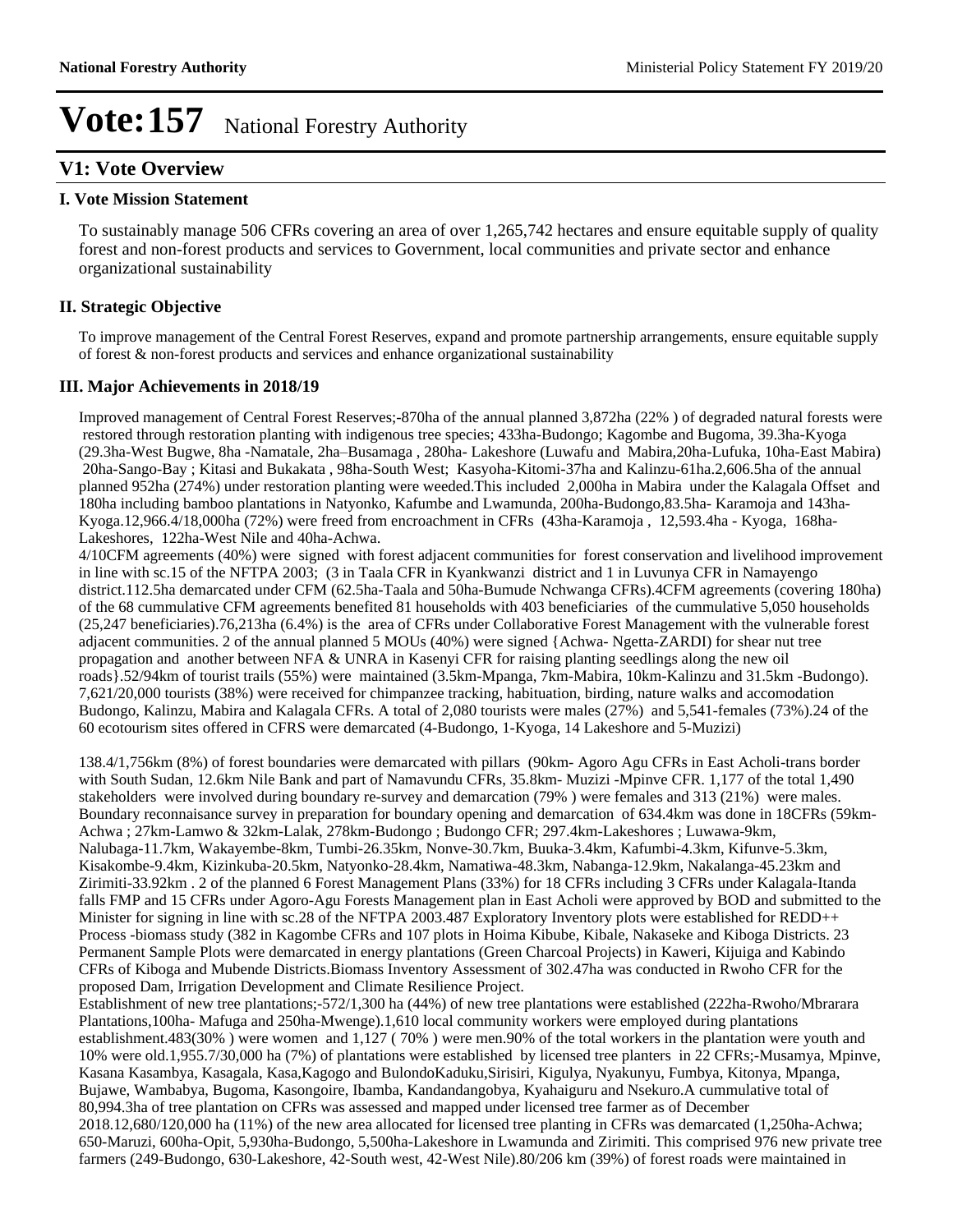# Vote:157 National Forestry Authority

## V1: Vote Overview

### I. Vote Mission Statement

To sustainably manage 506 CFRs covering an area of over 1,265,742 hectares and ensure equitable supply of quality forest and non-forest products and services to Government, local communities and private sector and enhance organizational sustainability

### II. Strategic Objective

To improve management of the Central Forest Reserves, expand and promote partnership arrangements, ensure equitable supply of forest & non-forest products and services and enhance organizational sustainability

### III. Major Achievements in 2018/19

Improved management of Central Forest Reserves;-870ha of the annual planned 3,872ha (22% ) of degraded natural forests were restored through restoration planting with indigenous tree species; 433ha-Budongo; Kagombe and Bugoma, 39.3ha-Kyoga (29.3ha-West Bugwe, 8ha -Namatale, 2ha–Busamaga , 280ha- Lakeshore (Luwafu and Mabira,20ha-Lufuka, 10ha-East Mabira) 20ha-Sango-Bay ; Kitasi and Bukakata , 98ha-South West; Kasyoha-Kitomi-37ha and Kalinzu-61ha.2,606.5ha of the annual planned 952ha (274%) under restoration planting were weeded.This included 2,000ha in Mabira under the Kalagala Offset and 180ha including bamboo plantations in Natyonko, Kafumbe and Lwamunda, 200ha-Budongo,83.5ha- Karamoja and 143ha-Kyoga.12,966.4/18,000ha (72%) were freed from encroachment in CFRs (43ha-Karamoja , 12,593.4ha - Kyoga, 168ha-Lakeshores, 122ha-West Nile and 40ha-Achwa.

4/10CFM agreements (40%) were signed with forest adjacent communities for forest conservation and livelihood improvement in line with sc.15 of the NFTPA 2003; (3 in Taala CFR in Kyankwanzi district and 1 in Luvunya CFR in Namayengo district.112.5ha demarcated under CFM (62.5ha-Taala and 50ha-Bumude Nchwanga CFRs).4CFM agreements (covering 180ha) of the 68 cummulative CFM agreements benefited 81 households with 403 beneficiaries of the cummulative 5,050 households (25,247 beneficiaries).76,213ha (6.4%) is the area of CFRs under Collaborative Forest Management with the vulnerable forest adjacent communities. 2 of the annual planned 5 MOUs (40%) were signed {Achwa- Ngetta-ZARDI) for shear nut tree propagation and another between NFA & UNRA in Kasenyi CFR for raising planting seedlings along the new oil roads}.52/94km of tourist trails (55%) were maintained (3.5km-Mpanga, 7km-Mabira, 10km-Kalinzu and 31.5km -Budongo). 7,621/20,000 tourists (38%) were received for chimpanzee tracking, habituation, birding, nature walks and accomodation Budongo, Kalinzu, Mabira and Kalagala CFRs. A total of 2,080 tourists were males (27%) and 5,541-females (73%).24 of the 60 ecotourism sites offered in CFRS were demarcated (4-Budongo, 1-Kyoga, 14 Lakeshore and 5-Muzizi)

138.4/1,756km (8%) of forest boundaries were demarcated with pillars (90km- Agoro Agu CFRs in East Acholi-trans border with South Sudan, 12.6km Nile Bank and part of Namavundu CFRs, 35.8km- Muzizi -Mpinve CFR. 1,177 of the total 1,490 stakeholders were involved during boundary re-survey and demarcation (79% ) were females and 313 (21%) were males. Boundary reconnaisance survey in preparation for boundary opening and demarcation of 634.4km was done in 18CFRs (59km-Achwa ; 27km-Lamwo & 32km-Lalak, 278km-Budongo ; Budongo CFR; 297.4km-Lakeshores ; Luwawa-9km, Nalubaga-11.7km, Wakayembe-8km, Tumbi-26.35km, Nonve-30.7km, Buuka-3.4km, Kafumbi-4.3km, Kifunve-5.3km, Kisakombe-9.4km, Kizinkuba-20.5km, Natyonko-28.4km, Namatiwa-48.3km, Nabanga-12.9km, Nakalanga-45.23km and Zirimiti-33.92km . 2 of the planned 6 Forest Management Plans (33%) for 18 CFRs including 3 CFRs under Kalagala-Itanda falls FMP and 15 CFRs under Agoro-Agu Forests Management plan in East Acholi were approved by BOD and submitted to the Minister for signing in line with sc.28 of the NFTPA 2003.487 Exploratory Inventory plots were established for REDD++ Process -biomass study (382 in Kagombe CFRs and 107 plots in Hoima Kibube, Kibale, Nakaseke and Kiboga Districts. 23 Permanent Sample Plots were demarcated in energy plantations (Green Charcoal Projects) in Kaweri, Kijuiga and Kabindo CFRs of Kiboga and Mubende Districts.Biomass Inventory Assessment of 302.47ha was conducted in Rwoho CFR for the proposed Dam, Irrigation Development and Climate Resilience Project.

Establishment of new tree plantations;-572/1,300 ha (44%) of new tree plantations were established (222ha-Rwoho/Mbrarara Plantations,100ha- Mafuga and 250ha-Mwenge).1,610 local community workers were employed during plantations establishment.483(30% ) were women and 1,127 ( 70% ) were men.90% of the total workers in the plantation were youth and 10% were old.1,955.7/30,000 ha (7%) of plantations were established by licensed tree planters in 22 CFRs;-Musamya, Mpinve, Kasana Kasambya, Kasagala, Kasa,Kagogo and BulondoKaduku,Sirisiri, Kigulya, Nyakunyu, Fumbya, Kitonya, Mpanga, Bujawe, Wambabya, Bugoma, Kasongoire, Ibamba, Kandandangobya, Kyahaiguru and Nsekuro.A cummulative total of 80,994.3ha of tree plantation on CFRs was assessed and mapped under licensed tree farmer as of December 2018.12,680/120,000 ha (11%) of the new area allocated for licensed tree planting in CFRs was demarcated (1,250ha-Achwa; 650-Maruzi, 600ha-Opit, 5,930ha-Budongo, 5,500ha-Lakeshore in Lwamunda and Zirimiti. This comprised 976 new private tree farmers (249-Budongo, 630-Lakeshore, 42-South west, 42-West Nile).80/206 km (39%) of forest roads were maintained in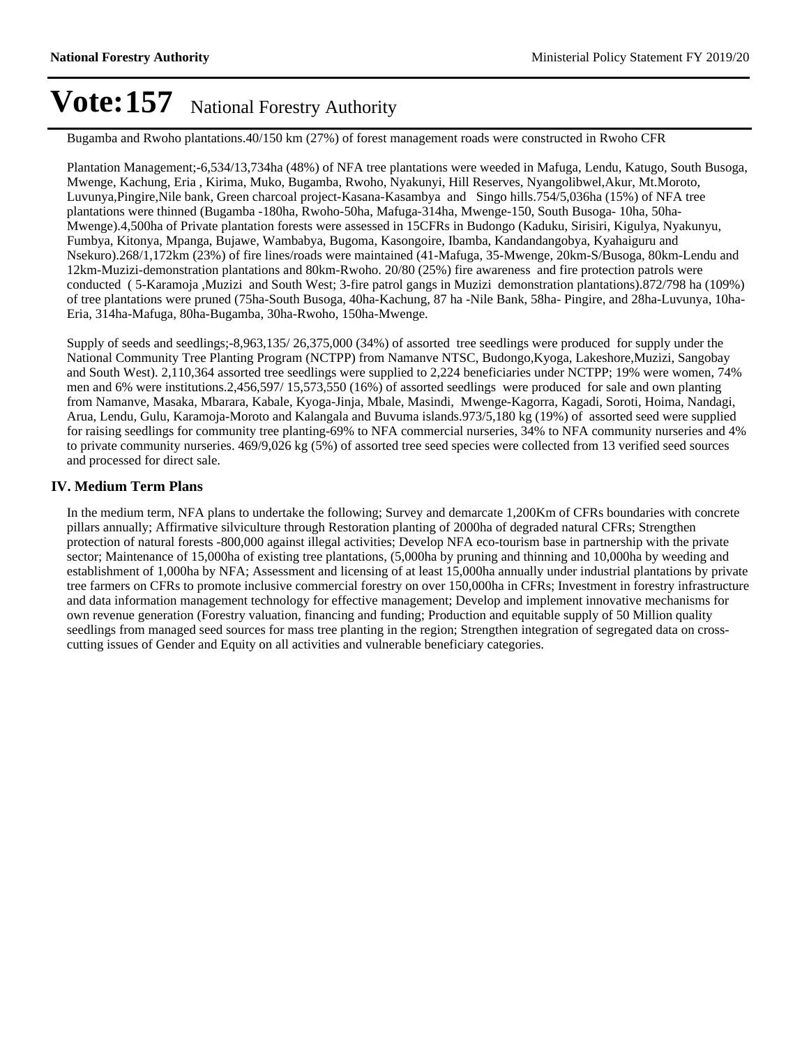# Vote:157 National Forestry Authority

Bugamba and Rwoho plantations.40/150 km (27%) of forest management roads were constructed in Rwoho CFR

Plantation Management;-6,534/13,734ha (48%) of NFA tree plantations were weeded in Mafuga, Lendu, Katugo, South Busoga, Mwenge, Kachung, Eria , Kirima, Muko, Bugamba, Rwoho, Nyakunyi, Hill Reserves, Nyangolibwel,Akur, Mt.Moroto, Luvunya,Pingire,Nile bank, Green charcoal project-Kasana-Kasambya and Singo hills.754/5,036ha (15%) of NFA tree plantations were thinned (Bugamba -180ha, Rwoho-50ha, Mafuga-314ha, Mwenge-150, South Busoga- 10ha, 50ha-Mwenge).4,500ha of Private plantation forests were assessed in 15CFRs in Budongo (Kaduku, Sirisiri, Kigulya, Nyakunyu, Fumbya, Kitonya, Mpanga, Bujawe, Wambabya, Bugoma, Kasongoire, Ibamba, Kandandangobya, Kyahaiguru and Nsekuro).268/1,172km (23%) of fire lines/roads were maintained (41-Mafuga, 35-Mwenge, 20km-S/Busoga, 80km-Lendu and 12km-Muzizi-demonstration plantations and 80km-Rwoho. 20/80 (25%) fire awareness and fire protection patrols were conducted ( 5-Karamoja ,Muzizi and South West; 3-fire patrol gangs in Muzizi demonstration plantations).872/798 ha (109%) of tree plantations were pruned (75ha-South Busoga, 40ha-Kachung, 87 ha -Nile Bank, 58ha- Pingire, and 28ha-Luvunya, 10ha-Eria, 314ha-Mafuga, 80ha-Bugamba, 30ha-Rwoho, 150ha-Mwenge.

Supply of seeds and seedlings;-8,963,135/ 26,375,000 (34%) of assorted tree seedlings were produced for supply under the National Community Tree Planting Program (NCTPP) from Namanve NTSC, Budongo,Kyoga, Lakeshore,Muzizi, Sangobay and South West). 2,110,364 assorted tree seedlings were supplied to 2,224 beneficiaries under NCTPP; 19% were women, 74% men and 6% were institutions.2,456,597/ 15,573,550 (16%) of assorted seedlings were produced for sale and own planting from Namanve, Masaka, Mbarara, Kabale, Kyoga-Jinja, Mbale, Masindi, Mwenge-Kagorra, Kagadi, Soroti, Hoima, Nandagi, Arua, Lendu, Gulu, Karamoja-Moroto and Kalangala and Buvuma islands.973/5,180 kg (19%) of assorted seed were supplied for raising seedlings for community tree planting-69% to NFA commercial nurseries, 34% to NFA community nurseries and 4% to private community nurseries. 469/9,026 kg (5%) of assorted tree seed species were collected from 13 verified seed sources and processed for direct sale.

## IV. Medium Term Plans

In the medium term, NFA plans to undertake the following; Survey and demarcate 1,200Km of CFRs boundaries with concrete pillars annually; Affirmative silviculture through Restoration planting of 2000ha of degraded natural CFRs; Strengthen protection of natural forests -800,000 against illegal activities; Develop NFA eco-tourism base in partnership with the private sector; Maintenance of 15,000ha of existing tree plantations, (5,000ha by pruning and thinning and 10,000ha by weeding and establishment of 1,000ha by NFA; Assessment and licensing of at least 15,000ha annually under industrial plantations by private tree farmers on CFRs to promote inclusive commercial forestry on over 150,000ha in CFRs; Investment in forestry infrastructure and data information management technology for effective management; Develop and implement innovative mechanisms for own revenue generation (Forestry valuation, financing and funding; Production and equitable supply of 50 Million quality seedlings from managed seed sources for mass tree planting in the region; Strengthen integration of segregated data on cross-cutting issues of Gender and Equity on all activities and vulnerable beneficiary categories.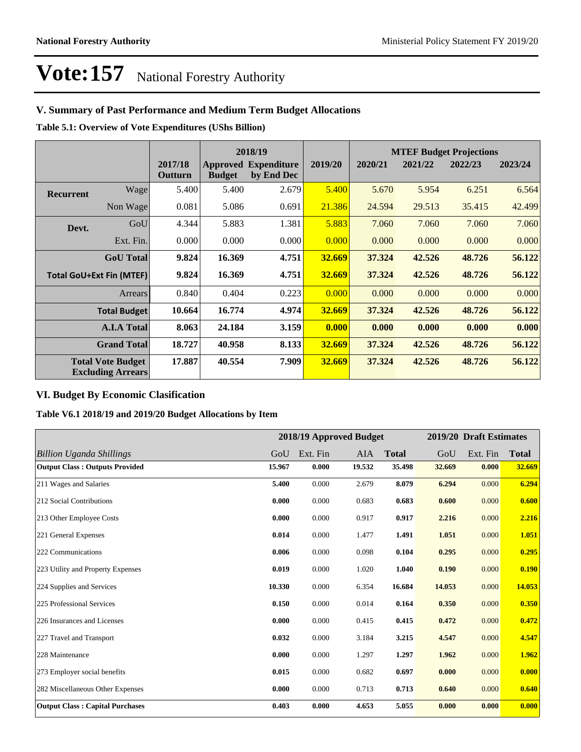# Vote:157 National Forestry Authority

## V. Summary of Past Performance and Medium Term Budget Allocations

**Table 5.1: Overview of Vote Expenditures (UShs Billion)**

| | | | 2018/19 | | | MTEF Budget Projections | | | |
|---|---|---|---|---|---|---|---|---|---|
| | | 2017/18 Outturn | Approved Budget | Expenditure by End Dec | 2019/20 | 2020/21 | 2021/22 | 2022/23 | 2023/24 |
| Recurrent | Wage | 5.400 | 5.400 | 2.679 | 5.400 | 5.670 | 5.954 | 6.251 | 6.564 |
| | Non Wage | 0.081 | 5.086 | 0.691 | 21.386 | 24.594 | 29.513 | 35.415 | 42.499 |
| Devt. | GoU | 4.344 | 5.883 | 1.381 | 5.883 | 7.060 | 7.060 | 7.060 | 7.060 |
| | Ext. Fin. | 0.000 | 0.000 | 0.000 | 0.000 | 0.000 | 0.000 | 0.000 | 0.000 |
| | **GoU Total** | **9.824** | **16.369** | **4.751** | **32.669** | **37.324** | **42.526** | **48.726** | **56.122** |
| **Total GoU+Ext Fin (MTEF)** | | **9.824** | **16.369** | **4.751** | **32.669** | **37.324** | **42.526** | **48.726** | **56.122** |
| | Arrears | 0.840 | 0.404 | 0.223 | 0.000 | 0.000 | 0.000 | 0.000 | 0.000 |
| | **Total Budget** | **10.664** | **16.774** | **4.974** | **32.669** | **37.324** | **42.526** | **48.726** | **56.122** |
| | **A.I.A Total** | **8.063** | **24.184** | **3.159** | **0.000** | **0.000** | **0.000** | **0.000** | **0.000** |
| | **Grand Total** | **18.727** | **40.958** | **8.133** | **32.669** | **37.324** | **42.526** | **48.726** | **56.122** |
| **Total Vote Budget Excluding Arrears** | | **17.887** | **40.554** | **7.909** | **32.669** | **37.324** | **42.526** | **48.726** | **56.122** |

## VI. Budget By Economic Clasification

**Table V6.1 2018/19 and 2019/20 Budget Allocations by Item**

| | 2018/19 Approved Budget | | | | 2019/20 Draft Estimates | | |
|---|---|---|---|---|---|---|---|
| *Billion Uganda Shillings* | GoU | Ext. Fin | AIA | **Total** | GoU | Ext. Fin | **Total** |
| **Output Class : Outputs Provided** | **15.967** | **0.000** | **19.532** | **35.498** | **32.669** | **0.000** | **32.669** |
| 211 Wages and Salaries | **5.400** | 0.000 | 2.679 | **8.079** | **6.294** | 0.000 | **6.294** |
| 212 Social Contributions | **0.000** | 0.000 | 0.683 | **0.683** | **0.600** | 0.000 | **0.600** |
| 213 Other Employee Costs | **0.000** | 0.000 | 0.917 | **0.917** | **2.216** | 0.000 | **2.216** |
| 221 General Expenses | **0.014** | 0.000 | 1.477 | **1.491** | **1.051** | 0.000 | **1.051** |
| 222 Communications | **0.006** | 0.000 | 0.098 | **0.104** | **0.295** | 0.000 | **0.295** |
| 223 Utility and Property Expenses | **0.019** | 0.000 | 1.020 | **1.040** | **0.190** | 0.000 | **0.190** |
| 224 Supplies and Services | **10.330** | 0.000 | 6.354 | **16.684** | **14.053** | 0.000 | **14.053** |
| 225 Professional Services | **0.150** | 0.000 | 0.014 | **0.164** | **0.350** | 0.000 | **0.350** |
| 226 Insurances and Licenses | **0.000** | 0.000 | 0.415 | **0.415** | **0.472** | 0.000 | **0.472** |
| 227 Travel and Transport | **0.032** | 0.000 | 3.184 | **3.215** | **4.547** | 0.000 | **4.547** |
| 228 Maintenance | **0.000** | 0.000 | 1.297 | **1.297** | **1.962** | 0.000 | **1.962** |
| 273 Employer social benefits | **0.015** | 0.000 | 0.682 | **0.697** | **0.000** | 0.000 | **0.000** |
| 282 Miscellaneous Other Expenses | **0.000** | 0.000 | 0.713 | **0.713** | **0.640** | 0.000 | **0.640** |
| **Output Class : Capital Purchases** | **0.403** | **0.000** | **4.653** | **5.055** | **0.000** | **0.000** | **0.000** |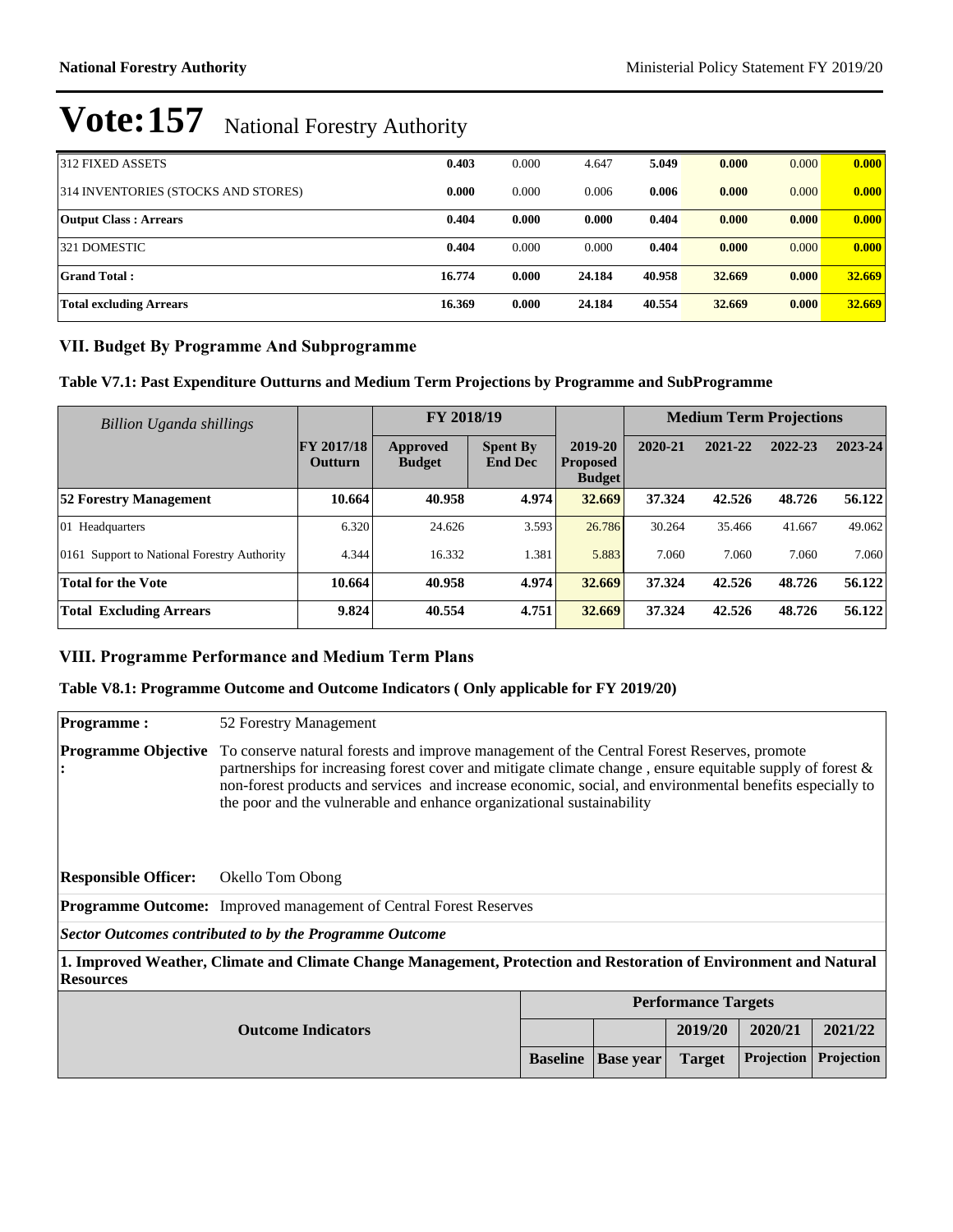# Vote:157 National Forestry Authority

| | | | | | | | |
|---|---|---|---|---|---|---|---|
| 312 FIXED ASSETS | 0.403 | 0.000 | 4.647 | 5.049 | 0.000 | 0.000 | 0.000 |
| 314 INVENTORIES (STOCKS AND STORES) | 0.000 | 0.000 | 0.006 | 0.006 | 0.000 | 0.000 | 0.000 |
| **Output Class : Arrears** | **0.404** | **0.000** | **0.000** | **0.404** | **0.000** | **0.000** | **0.000** |
| 321 DOMESTIC | 0.404 | 0.000 | 0.000 | 0.404 | 0.000 | 0.000 | 0.000 |
| **Grand Total :** | **16.774** | **0.000** | **24.184** | **40.958** | **32.669** | **0.000** | **32.669** |
| **Total excluding Arrears** | **16.369** | **0.000** | **24.184** | **40.554** | **32.669** | **0.000** | **32.669** |

## VII. Budget By Programme And Subprogramme

### Table V7.1: Past Expenditure Outturns and Medium Term Projections by Programme and SubProgramme

| *Billion Uganda shillings* | | FY 2018/19 | | | Medium Term Projections | | | |
|---|---|---|---|---|---|---|---|---|
| | FY 2017/18 Outturn | Approved Budget | Spent By End Dec | 2019-20 Proposed Budget | 2020-21 | 2021-22 | 2022-23 | 2023-24 |
| **52 Forestry Management** | **10.664** | **40.958** | **4.974** | **32.669** | **37.324** | **42.526** | **48.726** | **56.122** |
| 01 Headquarters | 6.320 | 24.626 | 3.593 | 26.786 | 30.264 | 35.466 | 41.667 | 49.062 |
| 0161 Support to National Forestry Authority | 4.344 | 16.332 | 1.381 | 5.883 | 7.060 | 7.060 | 7.060 | 7.060 |
| **Total for the Vote** | **10.664** | **40.958** | **4.974** | **32.669** | **37.324** | **42.526** | **48.726** | **56.122** |
| **Total Excluding Arrears** | **9.824** | **40.554** | **4.751** | **32.669** | **37.324** | **42.526** | **48.726** | **56.122** |

## VIII. Programme Performance and Medium Term Plans

### Table V8.1: Programme Outcome and Outcome Indicators ( Only applicable for FY 2019/20)

**Programme :** 52 Forestry Management

**Programme Objective :** To conserve natural forests and improve management of the Central Forest Reserves, promote partnerships for increasing forest cover and mitigate climate change , ensure equitable supply of forest & non-forest products and services and increase economic, social, and environmental benefits especially to the poor and the vulnerable and enhance organizational sustainability

**Responsible Officer:** Okello Tom Obong

**Programme Outcome:** Improved management of Central Forest Reserves

***Sector Outcomes contributed to by the Programme Outcome***

**1. Improved Weather, Climate and Climate Change Management, Protection and Restoration of Environment and Natural Resources**

| Outcome Indicators | Performance Targets | | | | |
|---|---|---|---|---|---|
| | | | 2019/20 | 2020/21 | 2021/22 |
| | Baseline | Base year | Target | Projection | Projection |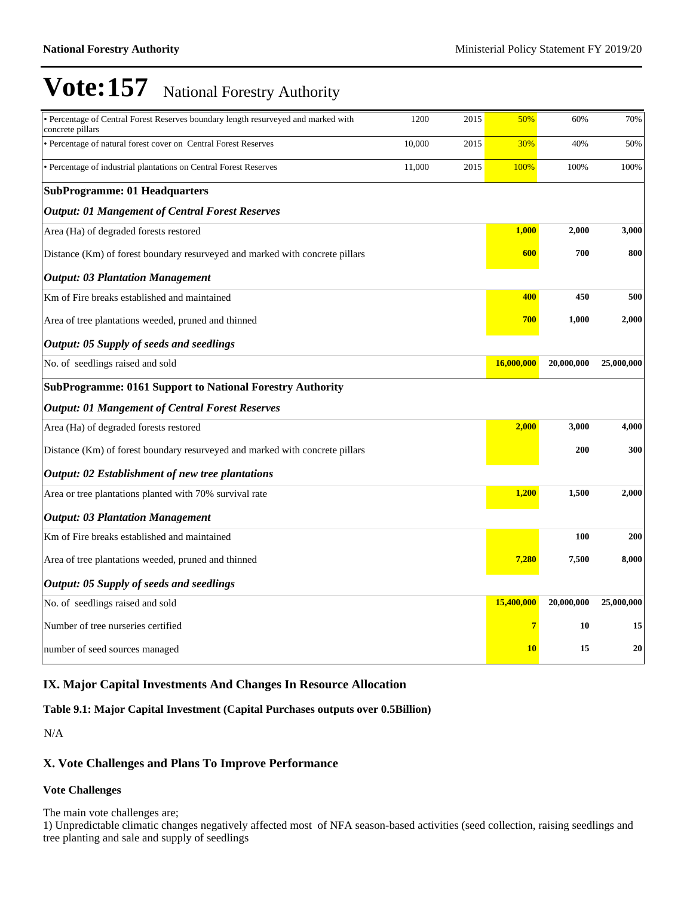# Vote:157 National Forestry Authority

| | | | | | |
|---|---|---|---|---|---|
| • Percentage of Central Forest Reserves boundary length resurveyed and marked with concrete pillars | 1200 | 2015 | 50% | 60% | 70% |
| • Percentage of natural forest cover on Central Forest Reserves | 10,000 | 2015 | 30% | 40% | 50% |
| • Percentage of industrial plantations on Central Forest Reserves | 11,000 | 2015 | 100% | 100% | 100% |
| **SubProgramme: 01 Headquarters** | | | | | |
| ***Output: 01 Mangement of Central Forest Reserves*** | | | | | |
| Area (Ha) of degraded forests restored | | | **1,000** | **2,000** | **3,000** |
| Distance (Km) of forest boundary resurveyed and marked with concrete pillars | | | **600** | **700** | **800** |
| ***Output: 03 Plantation Management*** | | | | | |
| Km of Fire breaks established and maintained | | | **400** | **450** | **500** |
| Area of tree plantations weeded, pruned and thinned | | | **700** | **1,000** | **2,000** |
| ***Output: 05 Supply of seeds and seedlings*** | | | | | |
| No. of seedlings raised and sold | | | **16,000,000** | **20,000,000** | **25,000,000** |
| **SubProgramme: 0161 Support to National Forestry Authority** | | | | | |
| ***Output: 01 Mangement of Central Forest Reserves*** | | | | | |
| Area (Ha) of degraded forests restored | | | **2,000** | **3,000** | **4,000** |
| Distance (Km) of forest boundary resurveyed and marked with concrete pillars | | | | **200** | **300** |
| ***Output: 02 Establishment of new tree plantations*** | | | | | |
| Area or tree plantations planted with 70% survival rate | | | **1,200** | **1,500** | **2,000** |
| ***Output: 03 Plantation Management*** | | | | | |
| Km of Fire breaks established and maintained | | | | **100** | **200** |
| Area of tree plantations weeded, pruned and thinned | | | **7,280** | **7,500** | **8,000** |
| ***Output: 05 Supply of seeds and seedlings*** | | | | | |
| No. of seedlings raised and sold | | | **15,400,000** | **20,000,000** | **25,000,000** |
| Number of tree nurseries certified | | | **7** | **10** | **15** |
| number of seed sources managed | | | **10** | **15** | **20** |

## IX. Major Capital Investments And Changes In Resource Allocation

**Table 9.1: Major Capital Investment (Capital Purchases outputs over 0.5Billion)**

N/A

## X. Vote Challenges and Plans To Improve Performance

**Vote Challenges**

The main vote challenges are;
1) Unpredictable climatic changes negatively affected most of NFA season-based activities (seed collection, raising seedlings and tree planting and sale and supply of seedlings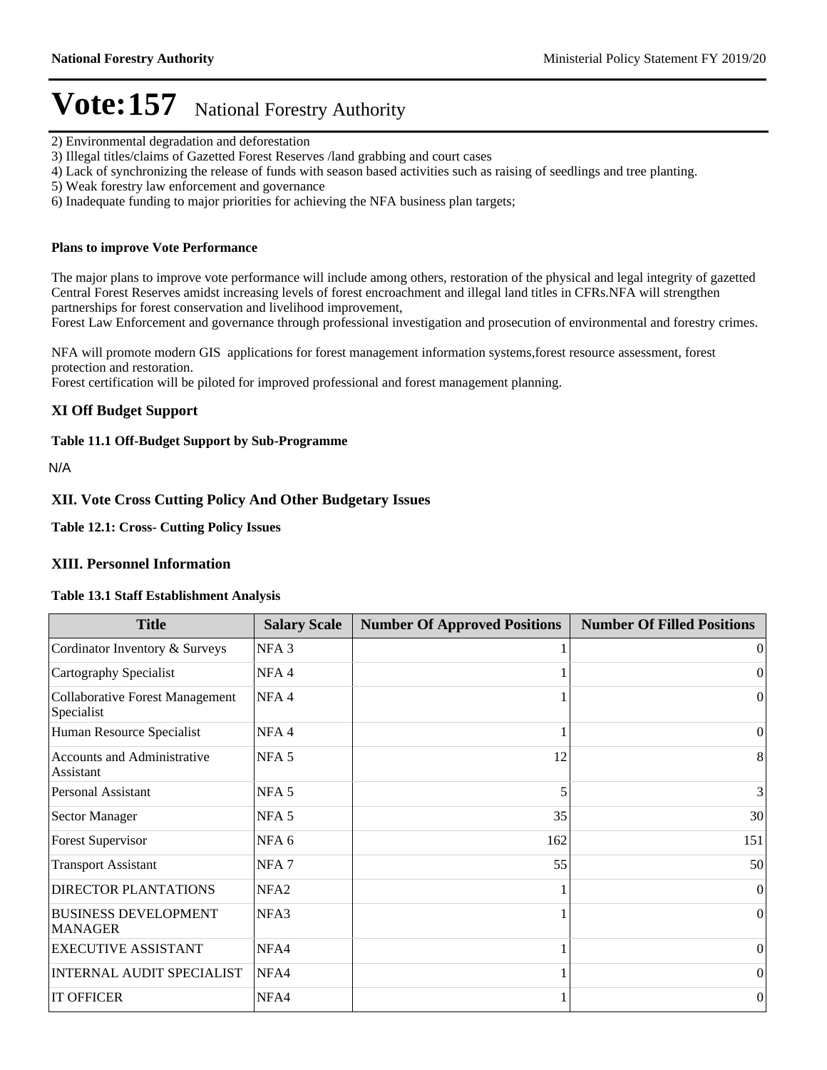# Vote:157 National Forestry Authority

2) Environmental degradation and deforestation
3) Illegal titles/claims of Gazetted Forest Reserves /land grabbing and court cases
4) Lack of synchronizing the release of funds with season based activities such as raising of seedlings and tree planting.
5) Weak forestry law enforcement and governance
6) Inadequate funding to major priorities for achieving the NFA business plan targets;

**Plans to improve Vote Performance**

The major plans to improve vote performance will include among others, restoration of the physical and legal integrity of gazetted Central Forest Reserves amidst increasing levels of forest encroachment and illegal land titles in CFRs.NFA will strengthen partnerships for forest conservation and livelihood improvement,
Forest Law Enforcement and governance through professional investigation and prosecution of environmental and forestry crimes.

NFA will promote modern GIS applications for forest management information systems,forest resource assessment, forest protection and restoration.
Forest certification will be piloted for improved professional and forest management planning.

## XI Off Budget Support

**Table 11.1 Off-Budget Support by Sub-Programme**

N/A

## XII. Vote Cross Cutting Policy And Other Budgetary Issues

**Table 12.1: Cross- Cutting Policy Issues**

## XIII. Personnel Information

**Table 13.1 Staff Establishment Analysis**

| Title | Salary Scale | Number Of Approved Positions | Number Of Filled Positions |
|---|---|---|---|
| Cordinator Inventory & Surveys | NFA 3 | 1 | 0 |
| Cartography Specialist | NFA 4 | 1 | 0 |
| Collaborative Forest Management Specialist | NFA 4 | 1 | 0 |
| Human Resource Specialist | NFA 4 | 1 | 0 |
| Accounts and Administrative Assistant | NFA 5 | 12 | 8 |
| Personal Assistant | NFA 5 | 5 | 3 |
| Sector Manager | NFA 5 | 35 | 30 |
| Forest Supervisor | NFA 6 | 162 | 151 |
| Transport Assistant | NFA 7 | 55 | 50 |
| DIRECTOR PLANTATIONS | NFA2 | 1 | 0 |
| BUSINESS DEVELOPMENT MANAGER | NFA3 | 1 | 0 |
| EXECUTIVE ASSISTANT | NFA4 | 1 | 0 |
| INTERNAL AUDIT SPECIALIST | NFA4 | 1 | 0 |
| IT OFFICER | NFA4 | 1 | 0 |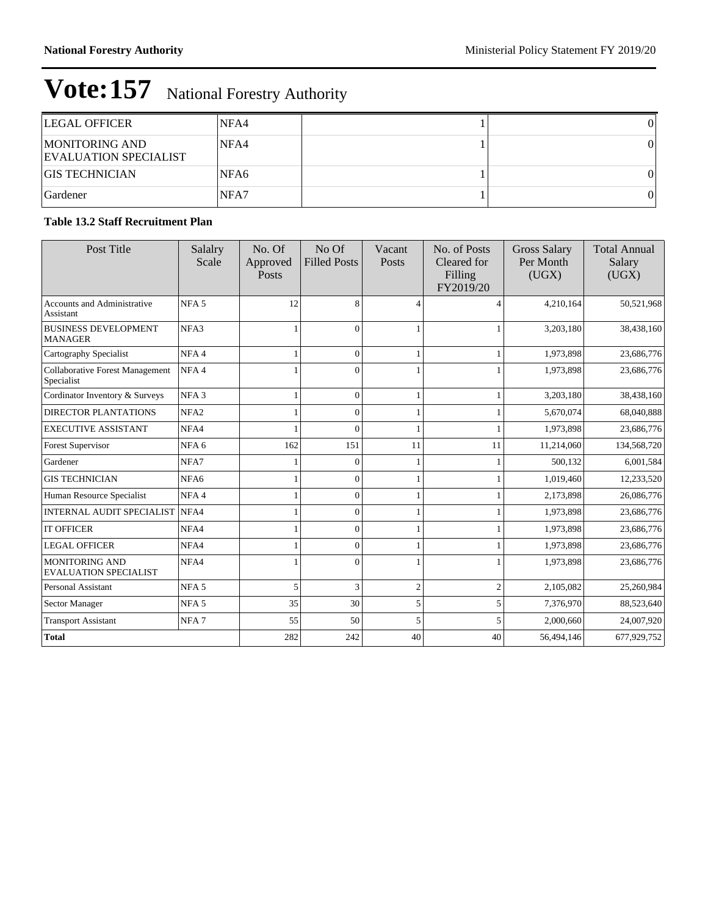# Vote:157 National Forestry Authority

| | | | |
|---|---|---|---|
| LEGAL OFFICER | NFA4 | 1 | 0 |
| MONITORING AND EVALUATION SPECIALIST | NFA4 | 1 | 0 |
| GIS TECHNICIAN | NFA6 | 1 | 0 |
| Gardener | NFA7 | 1 | 0 |

**Table 13.2 Staff Recruitment Plan**

| Post Title | Salalry Scale | No. Of Approved Posts | No Of Filled Posts | Vacant Posts | No. of Posts Cleared for Filling FY2019/20 | Gross Salary Per Month (UGX) | Total Annual Salary (UGX) |
|---|---|---|---|---|---|---|---|
| Accounts and Administrative Assistant | NFA 5 | 12 | 8 | 4 | 4 | 4,210,164 | 50,521,968 |
| BUSINESS DEVELOPMENT MANAGER | NFA3 | 1 | 0 | 1 | 1 | 3,203,180 | 38,438,160 |
| Cartography Specialist | NFA 4 | 1 | 0 | 1 | 1 | 1,973,898 | 23,686,776 |
| Collaborative Forest Management Specialist | NFA 4 | 1 | 0 | 1 | 1 | 1,973,898 | 23,686,776 |
| Cordinator Inventory & Surveys | NFA 3 | 1 | 0 | 1 | 1 | 3,203,180 | 38,438,160 |
| DIRECTOR PLANTATIONS | NFA2 | 1 | 0 | 1 | 1 | 5,670,074 | 68,040,888 |
| EXECUTIVE ASSISTANT | NFA4 | 1 | 0 | 1 | 1 | 1,973,898 | 23,686,776 |
| Forest Supervisor | NFA 6 | 162 | 151 | 11 | 11 | 11,214,060 | 134,568,720 |
| Gardener | NFA7 | 1 | 0 | 1 | 1 | 500,132 | 6,001,584 |
| GIS TECHNICIAN | NFA6 | 1 | 0 | 1 | 1 | 1,019,460 | 12,233,520 |
| Human Resource Specialist | NFA 4 | 1 | 0 | 1 | 1 | 2,173,898 | 26,086,776 |
| INTERNAL AUDIT SPECIALIST | NFA4 | 1 | 0 | 1 | 1 | 1,973,898 | 23,686,776 |
| IT OFFICER | NFA4 | 1 | 0 | 1 | 1 | 1,973,898 | 23,686,776 |
| LEGAL OFFICER | NFA4 | 1 | 0 | 1 | 1 | 1,973,898 | 23,686,776 |
| MONITORING AND EVALUATION SPECIALIST | NFA4 | 1 | 0 | 1 | 1 | 1,973,898 | 23,686,776 |
| Personal Assistant | NFA 5 | 5 | 3 | 2 | 2 | 2,105,082 | 25,260,984 |
| Sector Manager | NFA 5 | 35 | 30 | 5 | 5 | 7,376,970 | 88,523,640 |
| Transport Assistant | NFA 7 | 55 | 50 | 5 | 5 | 2,000,660 | 24,007,920 |
| **Total** | | 282 | 242 | 40 | 40 | 56,494,146 | 677,929,752 |